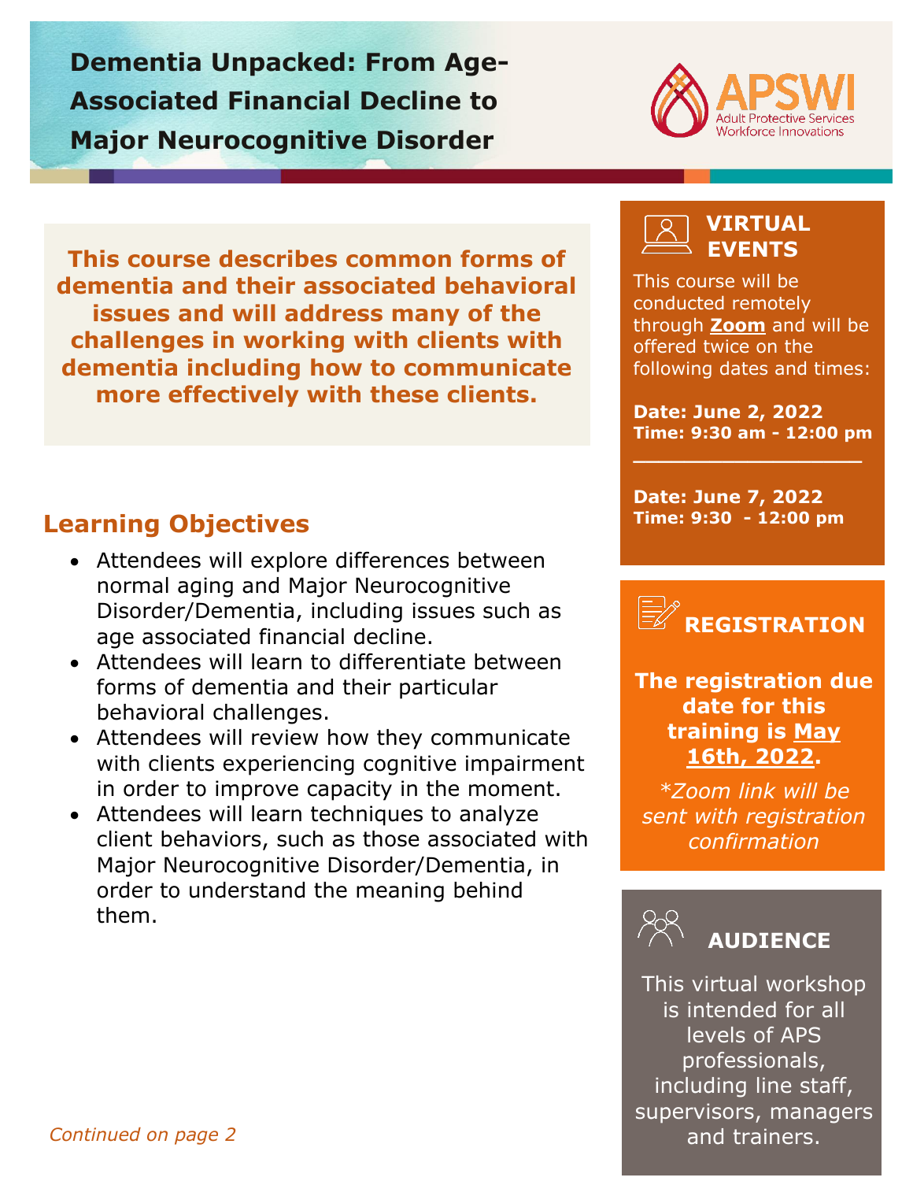# Dementia Unpacked: From Age-Associated Financial Decline to Major Neurocognitive Disorder

APSWI
Adult Protective Services Workforce Innovations

**This course describes common forms of dementia and their associated behavioral issues and will address many of the challenges in working with clients with dementia including how to communicate more effectively with these clients.**

## Learning Objectives

- Attendees will explore differences between normal aging and Major Neurocognitive Disorder/Dementia, including issues such as age associated financial decline.
- Attendees will learn to differentiate between forms of dementia and their particular behavioral challenges.
- Attendees will review how they communicate with clients experiencing cognitive impairment in order to improve capacity in the moment.
- Attendees will learn techniques to analyze client behaviors, such as those associated with Major Neurocognitive Disorder/Dementia, in order to understand the meaning behind them.

*Continued on page 2*

## VIRTUAL EVENTS

This course will be conducted remotely through **Zoom** and will be offered twice on the following dates and times:

**Date: June 2, 2022**
**Time: 9:30 am - 12:00 pm**

---

**Date: June 7, 2022**
**Time: 9:30 - 12:00 pm**

## REGISTRATION

**The registration due date for this training is May 16th, 2022.**

*\*Zoom link will be sent with registration confirmation*

## AUDIENCE

This virtual workshop is intended for all levels of APS professionals, including line staff, supervisors, managers and trainers.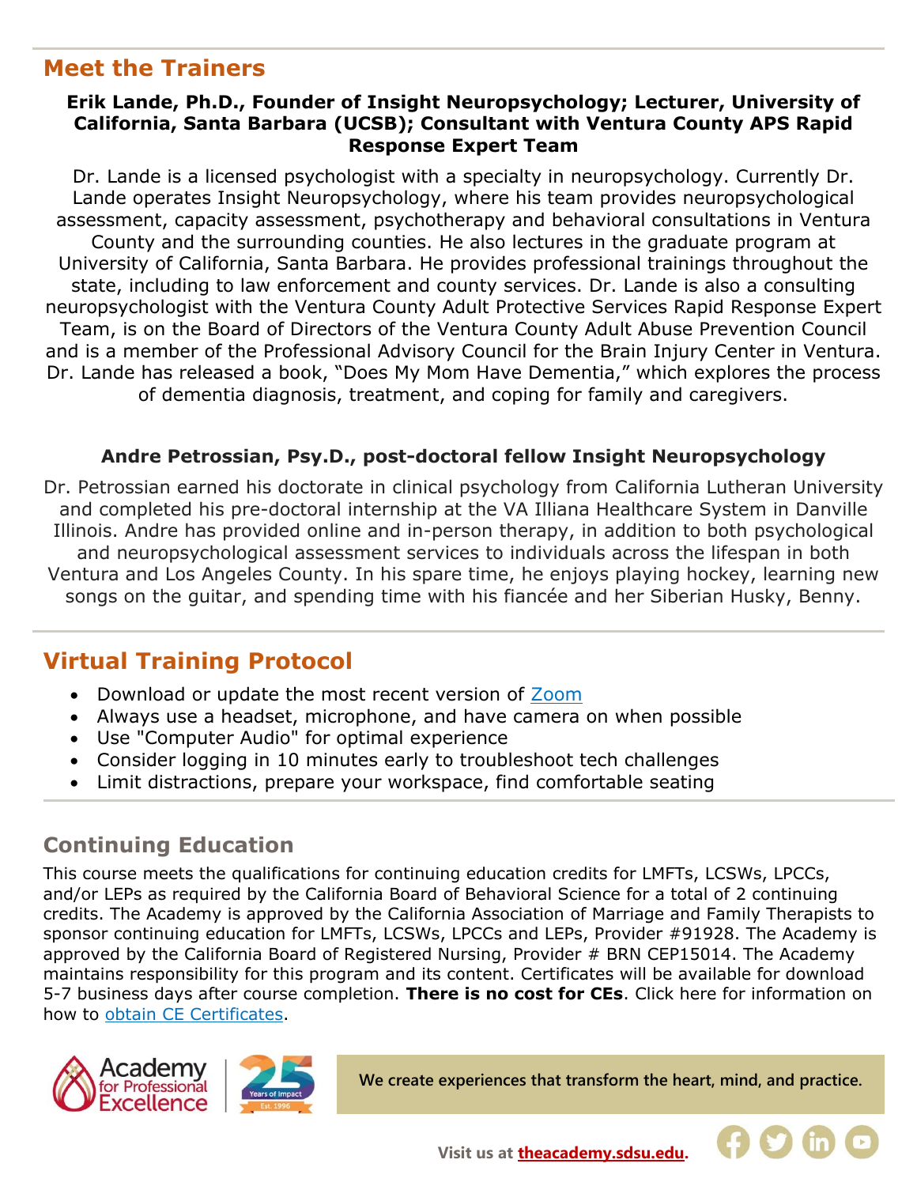## Meet the Trainers

**Erik Lande, Ph.D., Founder of Insight Neuropsychology; Lecturer, University of California, Santa Barbara (UCSB); Consultant with Ventura County APS Rapid Response Expert Team**

Dr. Lande is a licensed psychologist with a specialty in neuropsychology. Currently Dr. Lande operates Insight Neuropsychology, where his team provides neuropsychological assessment, capacity assessment, psychotherapy and behavioral consultations in Ventura County and the surrounding counties. He also lectures in the graduate program at University of California, Santa Barbara. He provides professional trainings throughout the state, including to law enforcement and county services. Dr. Lande is also a consulting neuropsychologist with the Ventura County Adult Protective Services Rapid Response Expert Team, is on the Board of Directors of the Ventura County Adult Abuse Prevention Council and is a member of the Professional Advisory Council for the Brain Injury Center in Ventura. Dr. Lande has released a book, "Does My Mom Have Dementia," which explores the process of dementia diagnosis, treatment, and coping for family and caregivers.

**Andre Petrossian, Psy.D., post-doctoral fellow Insight Neuropsychology**

Dr. Petrossian earned his doctorate in clinical psychology from California Lutheran University and completed his pre-doctoral internship at the VA Illiana Healthcare System in Danville Illinois. Andre has provided online and in-person therapy, in addition to both psychological and neuropsychological assessment services to individuals across the lifespan in both Ventura and Los Angeles County. In his spare time, he enjoys playing hockey, learning new songs on the guitar, and spending time with his fiancée and her Siberian Husky, Benny.

## Virtual Training Protocol

- Download or update the most recent version of Zoom
- Always use a headset, microphone, and have camera on when possible
- Use "Computer Audio" for optimal experience
- Consider logging in 10 minutes early to troubleshoot tech challenges
- Limit distractions, prepare your workspace, find comfortable seating

### Continuing Education

This course meets the qualifications for continuing education credits for LMFTs, LCSWs, LPCCs, and/or LEPs as required by the California Board of Behavioral Science for a total of 2 continuing credits. The Academy is approved by the California Association of Marriage and Family Therapists to sponsor continuing education for LMFTs, LCSWs, LPCCs and LEPs, Provider #91928. The Academy is approved by the California Board of Registered Nursing, Provider # BRN CEP15014. The Academy maintains responsibility for this program and its content. Certificates will be available for download 5-7 business days after course completion. **There is no cost for CEs**. Click here for information on how to obtain CE Certificates.

Academy for Professional Excellence | 25 Years of Impact, Est. 1996

We create experiences that transform the heart, mind, and practice.

Visit us at **theacademy.sdsu.edu.**